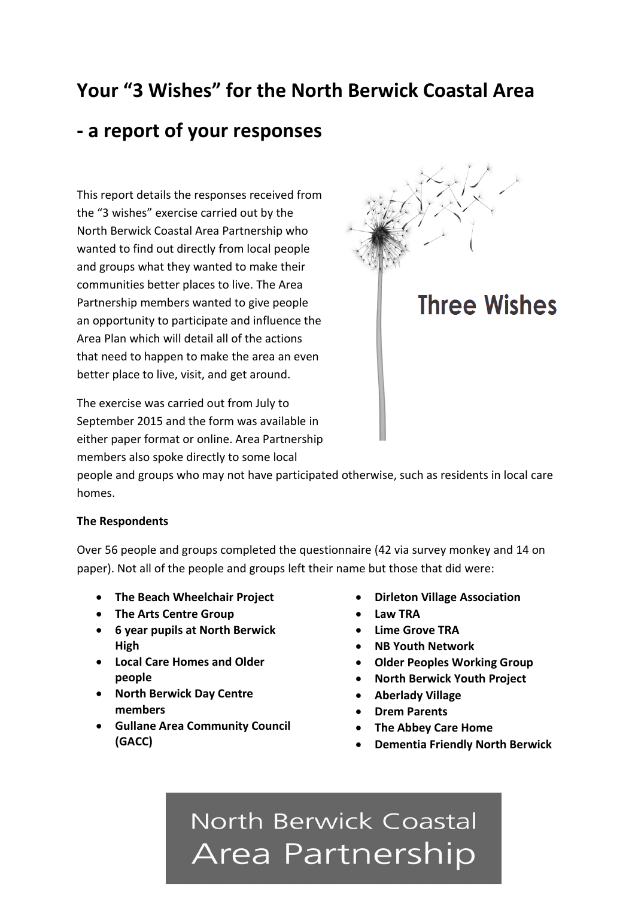# Your "3 Wishes" for the North Berwick Coastal Area

# - a report of your responses

This report details the responses received from the "3 wishes" exercise carried out by the North Berwick Coastal Area Partnership who wanted to find out directly from local people and groups what they wanted to make their communities better places to live. The Area Partnership members wanted to give people an opportunity to participate and influence the Area Plan which will detail all of the actions that need to happen to make the area an even better place to live, visit, and get around.

Three Wishes

The exercise was carried out from July to September 2015 and the form was available in either paper format or online. Area Partnership members also spoke directly to some local people and groups who may not have participated otherwise, such as residents in local care homes.

**The Respondents**

Over 56 people and groups completed the questionnaire (42 via survey monkey and 14 on paper). Not all of the people and groups left their name but those that did were:

- **The Beach Wheelchair Project**
- **The Arts Centre Group**
- **6 year pupils at North Berwick High**
- **Local Care Homes and Older people**
- **North Berwick Day Centre members**
- **Gullane Area Community Council (GACC)**
- **Dirleton Village Association**
- **Law TRA**
- **Lime Grove TRA**
- **NB Youth Network**
- **Older Peoples Working Group**
- **North Berwick Youth Project**
- **Aberlady Village**
- **Drem Parents**
- **The Abbey Care Home**
- **Dementia Friendly North Berwick**

North Berwick Coastal Area Partnership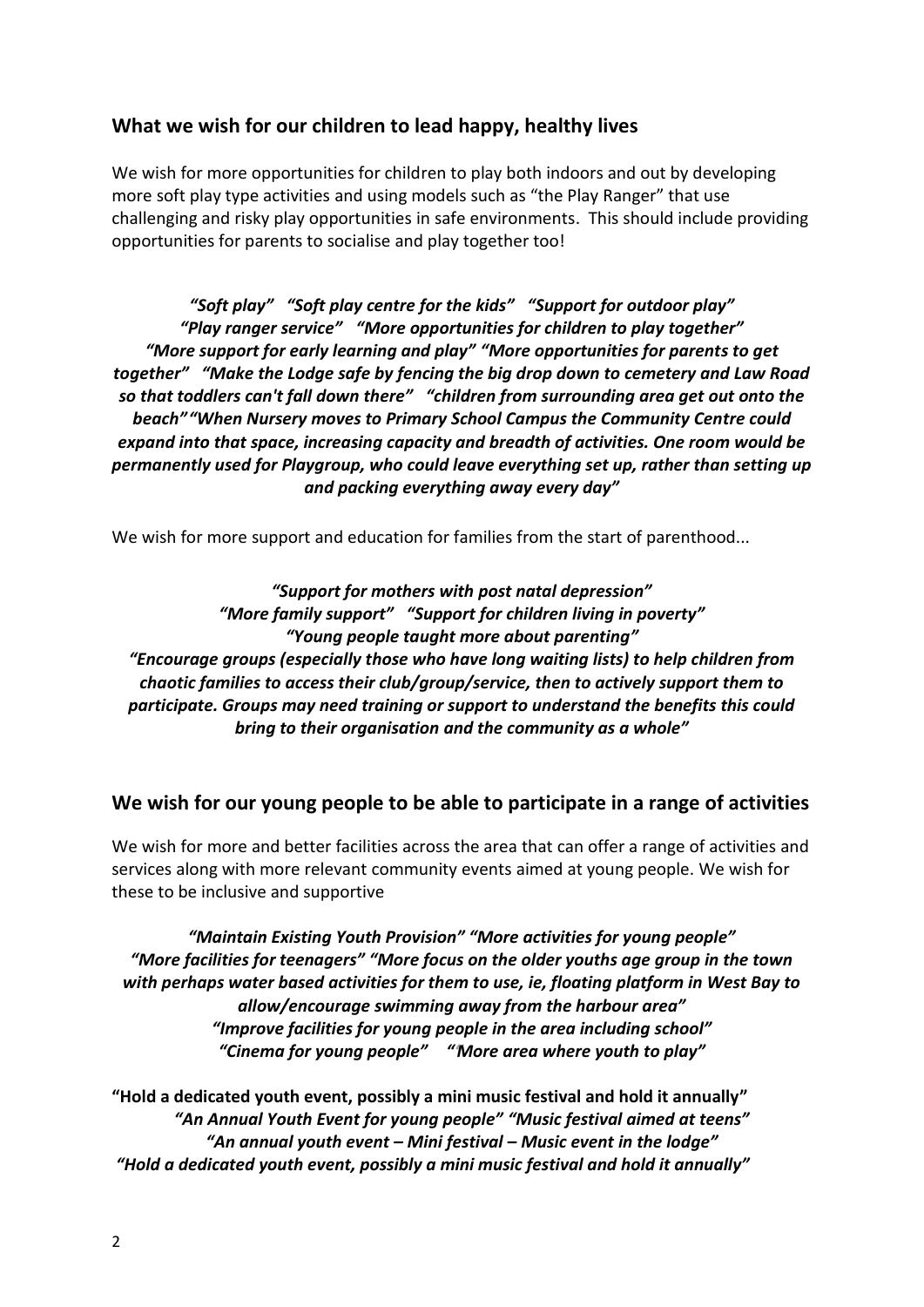## What we wish for our children to lead happy, healthy lives

We wish for more opportunities for children to play both indoors and out by developing more soft play type activities and using models such as "the Play Ranger" that use challenging and risky play opportunities in safe environments. This should include providing opportunities for parents to socialise and play together too!

***"Soft play" "Soft play centre for the kids" "Support for outdoor play" "Play ranger service" "More opportunities for children to play together" "More support for early learning and play" "More opportunities for parents to get together" "Make the Lodge safe by fencing the big drop down to cemetery and Law Road so that toddlers can't fall down there" "children from surrounding area get out onto the beach" "When Nursery moves to Primary School Campus the Community Centre could expand into that space, increasing capacity and breadth of activities. One room would be permanently used for Playgroup, who could leave everything set up, rather than setting up and packing everything away every day"***

We wish for more support and education for families from the start of parenthood...

***"Support for mothers with post natal depression"***
***"More family support" "Support for children living in poverty"***
***"Young people taught more about parenting"***
***"Encourage groups (especially those who have long waiting lists) to help children from chaotic families to access their club/group/service, then to actively support them to participate. Groups may need training or support to understand the benefits this could bring to their organisation and the community as a whole"***

## We wish for our young people to be able to participate in a range of activities

We wish for more and better facilities across the area that can offer a range of activities and services along with more relevant community events aimed at young people. We wish for these to be inclusive and supportive

***"Maintain Existing Youth Provision" "More activities for young people" "More facilities for teenagers" "More focus on the older youths age group in the town with perhaps water based activities for them to use, ie, floating platform in West Bay to allow/encourage swimming away from the harbour area"***
***"Improve facilities for young people in the area including school"***
***"Cinema for young people" "More area where youth to play"***

**"Hold a dedicated youth event, possibly a mini music festival and hold it annually"**
***"An Annual Youth Event for young people" "Music festival aimed at teens"***
***"An annual youth event – Mini festival – Music event in the lodge"***
***"Hold a dedicated youth event, possibly a mini music festival and hold it annually"***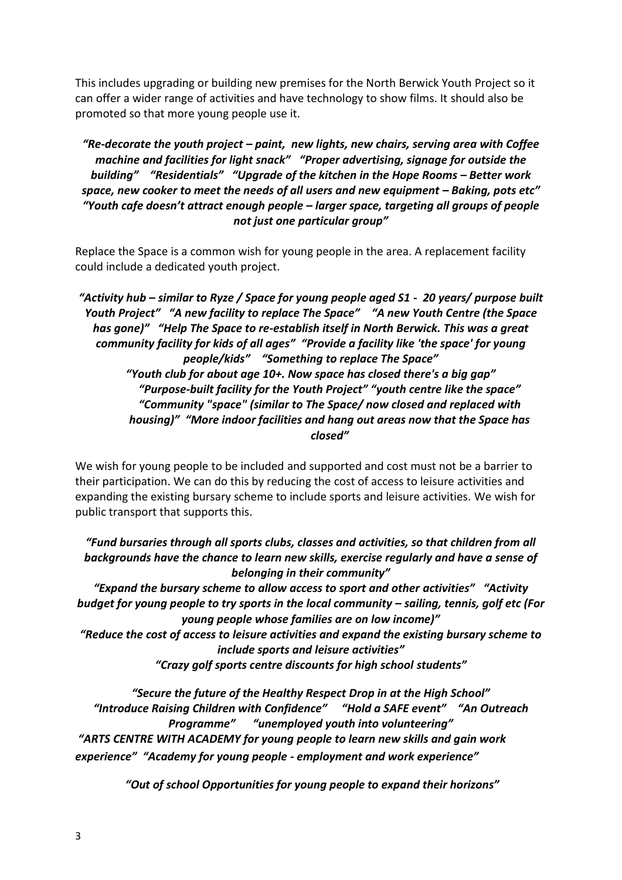This includes upgrading or building new premises for the North Berwick Youth Project so it can offer a wider range of activities and have technology to show films. It should also be promoted so that more young people use it.

***"Re-decorate the youth project – paint, new lights, new chairs, serving area with Coffee machine and facilities for light snack"   "Proper advertising, signage for outside the building"   "Residentials"   "Upgrade of the kitchen in the Hope Rooms – Better work space, new cooker to meet the needs of all users and new equipment – Baking, pots etc" "Youth cafe doesn't attract enough people – larger space, targeting all groups of people not just one particular group"***

Replace the Space is a common wish for young people in the area. A replacement facility could include a dedicated youth project.

***"Activity hub – similar to Ryze / Space for young people aged S1 - 20 years/ purpose built Youth Project"   "A new facility to replace The Space"   "A new Youth Centre (the Space has gone)"   "Help The Space to re-establish itself in North Berwick. This was a great community facility for kids of all ages"   "Provide a facility like 'the space' for young people/kids"   "Something to replace The Space"***
***"Youth club for about age 10+. Now space has closed there's a big gap"***
***"Purpose-built facility for the Youth Project" "youth centre like the space"***
***"Community "space" (similar to The Space/ now closed and replaced with housing)"   "More indoor facilities and hang out areas now that the Space has closed"***

We wish for young people to be included and supported and cost must not be a barrier to their participation. We can do this by reducing the cost of access to leisure activities and expanding the existing bursary scheme to include sports and leisure activities. We wish for public transport that supports this.

***"Fund bursaries through all sports clubs, classes and activities, so that children from all backgrounds have the chance to learn new skills, exercise regularly and have a sense of belonging in their community"***
***"Expand the bursary scheme to allow access to sport and other activities"   "Activity budget for young people to try sports in the local community – sailing, tennis, golf etc (For young people whose families are on low income)"***
***"Reduce the cost of access to leisure activities and expand the existing bursary scheme to include sports and leisure activities"***
***"Crazy golf sports centre discounts for high school students"***

***"Secure the future of the Healthy Respect Drop in at the High School"***
***"Introduce Raising Children with Confidence"   "Hold a SAFE event"   "An Outreach Programme"   "unemployed youth into volunteering"***
***"ARTS CENTRE WITH ACADEMY for young people to learn new skills and gain work experience"   "Academy for young people - employment and work experience"***

***"Out of school Opportunities for young people to expand their horizons"***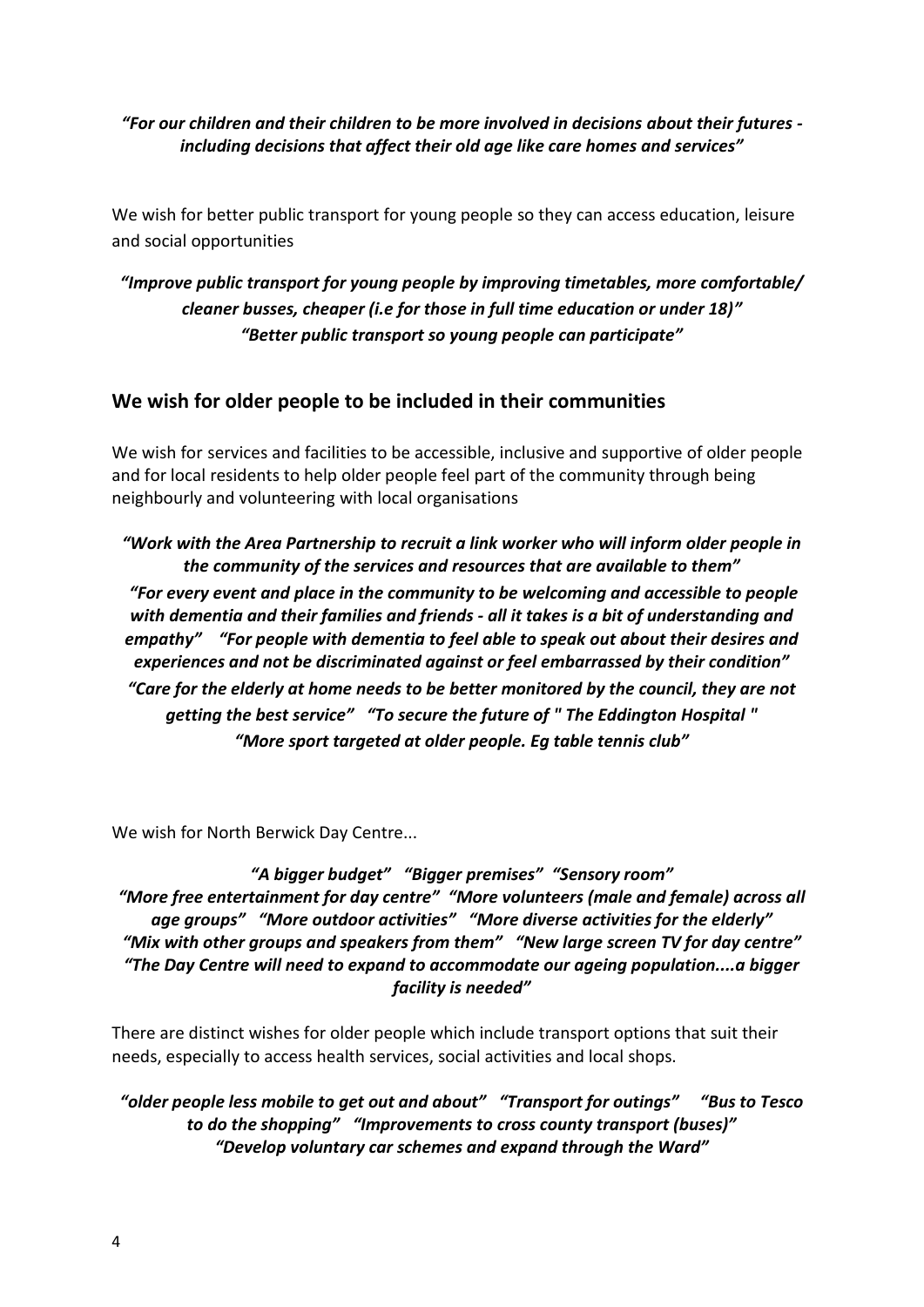*"For our children and their children to be more involved in decisions about their futures - including decisions that affect their old age like care homes and services"*

We wish for better public transport for young people so they can access education, leisure and social opportunities

*"Improve public transport for young people by improving timetables, more comfortable/ cleaner busses, cheaper (i.e for those in full time education or under 18)"*
*"Better public transport so young people can participate"*

## We wish for older people to be included in their communities

We wish for services and facilities to be accessible, inclusive and supportive of older people and for local residents to help older people feel part of the community through being neighbourly and volunteering with local organisations

*"Work with the Area Partnership to recruit a link worker who will inform older people in the community of the services and resources that are available to them"*
*"For every event and place in the community to be welcoming and accessible to people with dementia and their families and friends - all it takes is a bit of understanding and empathy"* *"For people with dementia to feel able to speak out about their desires and experiences and not be discriminated against or feel embarrassed by their condition"*
*"Care for the elderly at home needs to be better monitored by the council, they are not getting the best service"* *"To secure the future of " The Eddington Hospital "*
*"More sport targeted at older people. Eg table tennis club"*

We wish for North Berwick Day Centre...

*"A bigger budget"* *"Bigger premises"* *"Sensory room"*
*"More free entertainment for day centre"* *"More volunteers (male and female) across all age groups"* *"More outdoor activities"* *"More diverse activities for the elderly"*
*"Mix with other groups and speakers from them"* *"New large screen TV for day centre"*
*"The Day Centre will need to expand to accommodate our ageing population....a bigger facility is needed"*

There are distinct wishes for older people which include transport options that suit their needs, especially to access health services, social activities and local shops.

*"older people less mobile to get out and about"* *"Transport for outings"* *"Bus to Tesco to do the shopping"* *"Improvements to cross county transport (buses)"*
*"Develop voluntary car schemes and expand through the Ward"*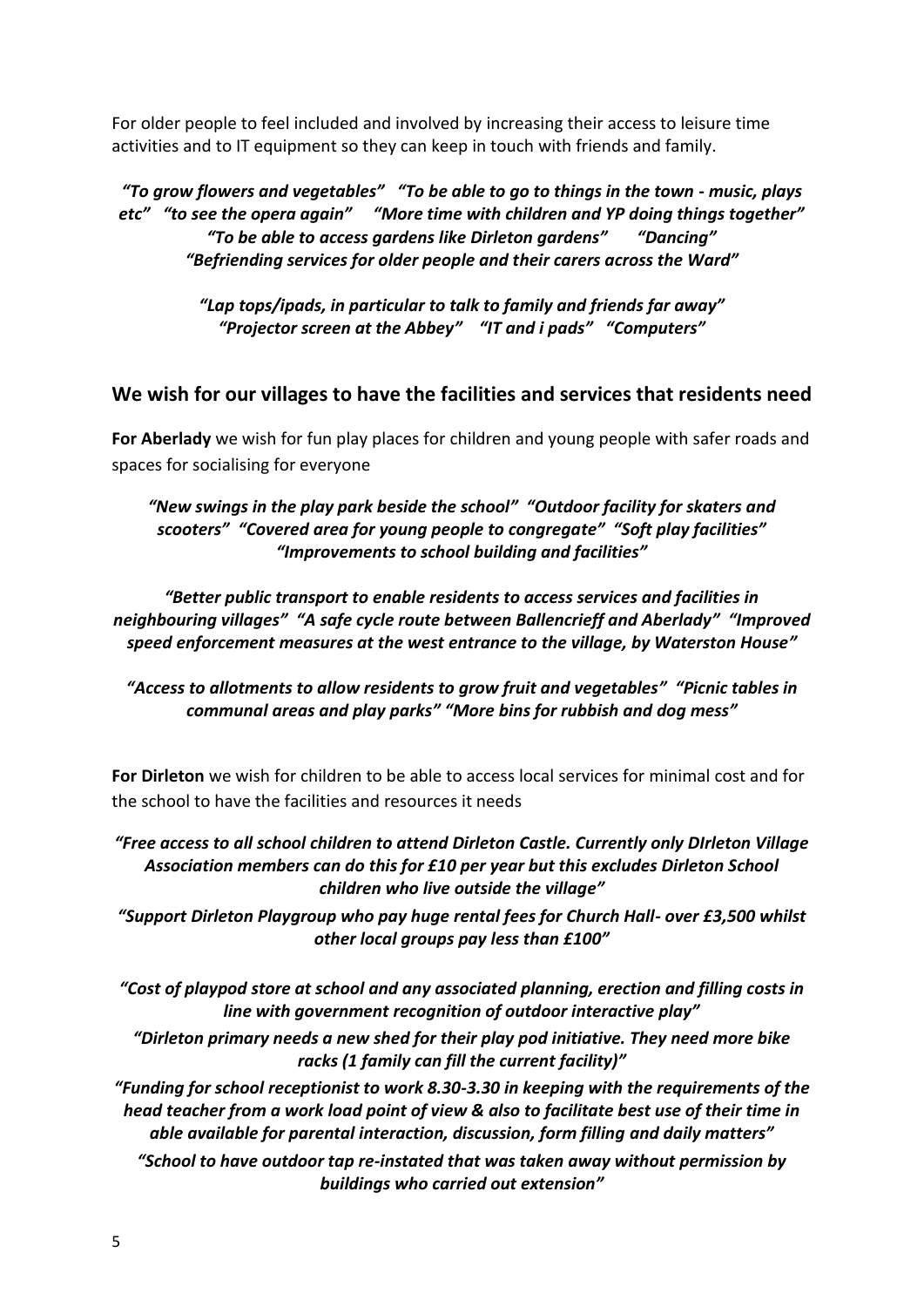For older people to feel included and involved by increasing their access to leisure time activities and to IT equipment so they can keep in touch with friends and family.

***"To grow flowers and vegetables" "To be able to go to things in the town - music, plays etc" "to see the opera again" "More time with children and YP doing things together" "To be able to access gardens like Dirleton gardens" "Dancing" "Befriending services for older people and their carers across the Ward"***

***"Lap tops/ipads, in particular to talk to family and friends far away" "Projector screen at the Abbey" "IT and i pads" "Computers"***

## We wish for our villages to have the facilities and services that residents need

**For Aberlady** we wish for fun play places for children and young people with safer roads and spaces for socialising for everyone

***"New swings in the play park beside the school" "Outdoor facility for skaters and scooters" "Covered area for young people to congregate" "Soft play facilities" "Improvements to school building and facilities"***

***"Better public transport to enable residents to access services and facilities in neighbouring villages" "A safe cycle route between Ballencrieff and Aberlady" "Improved speed enforcement measures at the west entrance to the village, by Waterston House"***

***"Access to allotments to allow residents to grow fruit and vegetables" "Picnic tables in communal areas and play parks" "More bins for rubbish and dog mess"***

**For Dirleton** we wish for children to be able to access local services for minimal cost and for the school to have the facilities and resources it needs

***"Free access to all school children to attend Dirleton Castle. Currently only DIrleton Village Association members can do this for £10 per year but this excludes Dirleton School children who live outside the village"***

***"Support Dirleton Playgroup who pay huge rental fees for Church Hall- over £3,500 whilst other local groups pay less than £100"***

***"Cost of playpod store at school and any associated planning, erection and filling costs in line with government recognition of outdoor interactive play"***

***"Dirleton primary needs a new shed for their play pod initiative. They need more bike racks (1 family can fill the current facility)"***

***"Funding for school receptionist to work 8.30-3.30 in keeping with the requirements of the head teacher from a work load point of view & also to facilitate best use of their time in able available for parental interaction, discussion, form filling and daily matters"***

***"School to have outdoor tap re-instated that was taken away without permission by buildings who carried out extension"***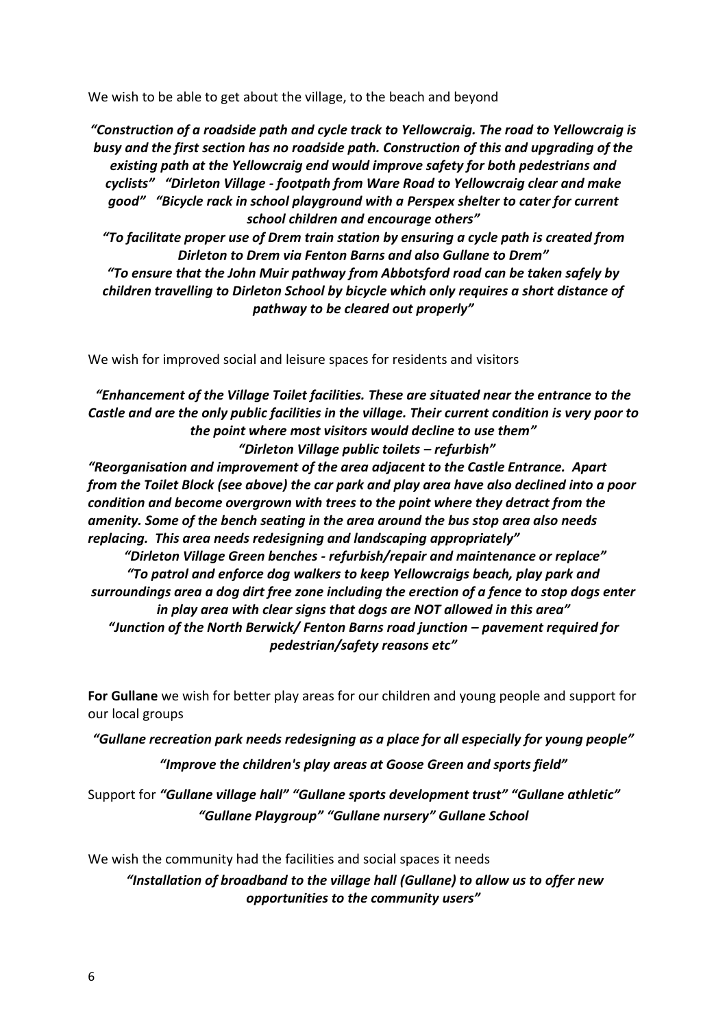We wish to be able to get about the village, to the beach and beyond

***"Construction of a roadside path and cycle track to Yellowcraig. The road to Yellowcraig is busy and the first section has no roadside path. Construction of this and upgrading of the existing path at the Yellowcraig end would improve safety for both pedestrians and cyclists" "Dirleton Village - footpath from Ware Road to Yellowcraig clear and make good" "Bicycle rack in school playground with a Perspex shelter to cater for current school children and encourage others"***

***"To facilitate proper use of Drem train station by ensuring a cycle path is created from Dirleton to Drem via Fenton Barns and also Gullane to Drem"***

***"To ensure that the John Muir pathway from Abbotsford road can be taken safely by children travelling to Dirleton School by bicycle which only requires a short distance of pathway to be cleared out properly"***

We wish for improved social and leisure spaces for residents and visitors

***"Enhancement of the Village Toilet facilities. These are situated near the entrance to the Castle and are the only public facilities in the village. Their current condition is very poor to the point where most visitors would decline to use them"***

***"Dirleton Village public toilets – refurbish"***

***"Reorganisation and improvement of the area adjacent to the Castle Entrance. Apart from the Toilet Block (see above) the car park and play area have also declined into a poor condition and become overgrown with trees to the point where they detract from the amenity. Some of the bench seating in the area around the bus stop area also needs replacing. This area needs redesigning and landscaping appropriately"***

***"Dirleton Village Green benches - refurbish/repair and maintenance or replace"***

***"To patrol and enforce dog walkers to keep Yellowcraigs beach, play park and surroundings area a dog dirt free zone including the erection of a fence to stop dogs enter in play area with clear signs that dogs are NOT allowed in this area"***

***"Junction of the North Berwick/ Fenton Barns road junction – pavement required for pedestrian/safety reasons etc"***

**For Gullane** we wish for better play areas for our children and young people and support for our local groups

***"Gullane recreation park needs redesigning as a place for all especially for young people"***

***"Improve the children's play areas at Goose Green and sports field"***

Support for ***"Gullane village hall" "Gullane sports development trust" "Gullane athletic" "Gullane Playgroup" "Gullane nursery" Gullane School***

We wish the community had the facilities and social spaces it needs

***"Installation of broadband to the village hall (Gullane) to allow us to offer new opportunities to the community users"***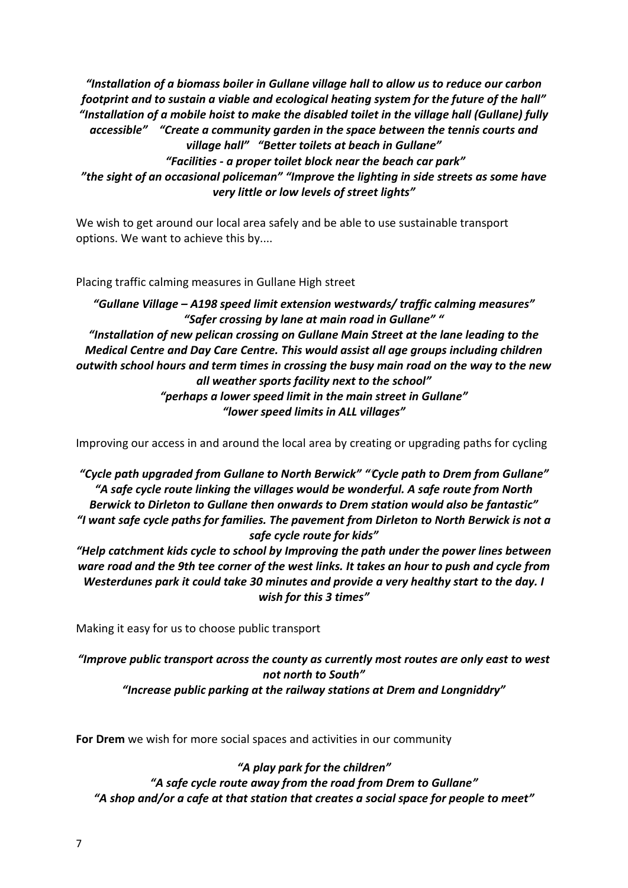***"Installation of a biomass boiler in Gullane village hall to allow us to reduce our carbon footprint and to sustain a viable and ecological heating system for the future of the hall" "Installation of a mobile hoist to make the disabled toilet in the village hall (Gullane) fully accessible" "Create a community garden in the space between the tennis courts and village hall" "Better toilets at beach in Gullane"***

***"Facilities - a proper toilet block near the beach car park"***

***"the sight of an occasional policeman" "Improve the lighting in side streets as some have very little or low levels of street lights"***

We wish to get around our local area safely and be able to use sustainable transport options. We want to achieve this by....

Placing traffic calming measures in Gullane High street

***"Gullane Village – A198 speed limit extension westwards/ traffic calming measures"***

***"Safer crossing by lane at main road in Gullane" "***

***"Installation of new pelican crossing on Gullane Main Street at the lane leading to the Medical Centre and Day Care Centre. This would assist all age groups including children outwith school hours and term times in crossing the busy main road on the way to the new all weather sports facility next to the school"***

***"perhaps a lower speed limit in the main street in Gullane"***

***"lower speed limits in ALL villages"***

Improving our access in and around the local area by creating or upgrading paths for cycling

***"Cycle path upgraded from Gullane to North Berwick" "Cycle path to Drem from Gullane"***

***"A safe cycle route linking the villages would be wonderful. A safe route from North Berwick to Dirleton to Gullane then onwards to Drem station would also be fantastic"***

***"I want safe cycle paths for families. The pavement from Dirleton to North Berwick is not a safe cycle route for kids"***

***"Help catchment kids cycle to school by Improving the path under the power lines between ware road and the 9th tee corner of the west links. It takes an hour to push and cycle from Westerdunes park it could take 30 minutes and provide a very healthy start to the day. I wish for this 3 times"***

Making it easy for us to choose public transport

***"Improve public transport across the county as currently most routes are only east to west not north to South"***

***"Increase public parking at the railway stations at Drem and Longniddry"***

**For Drem** we wish for more social spaces and activities in our community

***"A play park for the children"***

***"A safe cycle route away from the road from Drem to Gullane"***

***"A shop and/or a cafe at that station that creates a social space for people to meet"***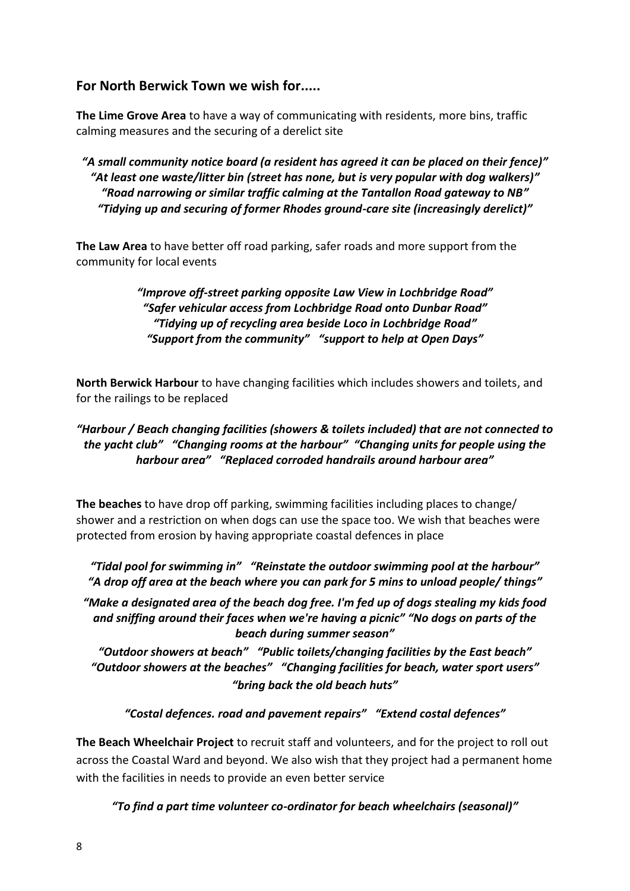## For North Berwick Town we wish for.....

**The Lime Grove Area** to have a way of communicating with residents, more bins, traffic calming measures and the securing of a derelict site

***"A small community notice board (a resident has agreed it can be placed on their fence)" "At least one waste/litter bin (street has none, but is very popular with dog walkers)" "Road narrowing or similar traffic calming at the Tantallon Road gateway to NB" "Tidying up and securing of former Rhodes ground-care site (increasingly derelict)"***

**The Law Area** to have better off road parking, safer roads and more support from the community for local events

***"Improve off-street parking opposite Law View in Lochbridge Road" "Safer vehicular access from Lochbridge Road onto Dunbar Road" "Tidying up of recycling area beside Loco in Lochbridge Road" "Support from the community" "support to help at Open Days"***

**North Berwick Harbour** to have changing facilities which includes showers and toilets, and for the railings to be replaced

***"Harbour / Beach changing facilities (showers & toilets included) that are not connected to the yacht club" "Changing rooms at the harbour" "Changing units for people using the harbour area" "Replaced corroded handrails around harbour area"***

**The beaches** to have drop off parking, swimming facilities including places to change/ shower and a restriction on when dogs can use the space too. We wish that beaches were protected from erosion by having appropriate coastal defences in place

***"Tidal pool for swimming in" "Reinstate the outdoor swimming pool at the harbour" "A drop off area at the beach where you can park for 5 mins to unload people/ things"***

***"Make a designated area of the beach dog free. I'm fed up of dogs stealing my kids food and sniffing around their faces when we're having a picnic" "No dogs on parts of the beach during summer season"***

***"Outdoor showers at beach" "Public toilets/changing facilities by the East beach" "Outdoor showers at the beaches" "Changing facilities for beach, water sport users" "bring back the old beach huts"***

***"Costal defences. road and pavement repairs" "Extend costal defences"***

**The Beach Wheelchair Project** to recruit staff and volunteers, and for the project to roll out across the Coastal Ward and beyond. We also wish that they project had a permanent home with the facilities in needs to provide an even better service

***"To find a part time volunteer co-ordinator for beach wheelchairs (seasonal)"***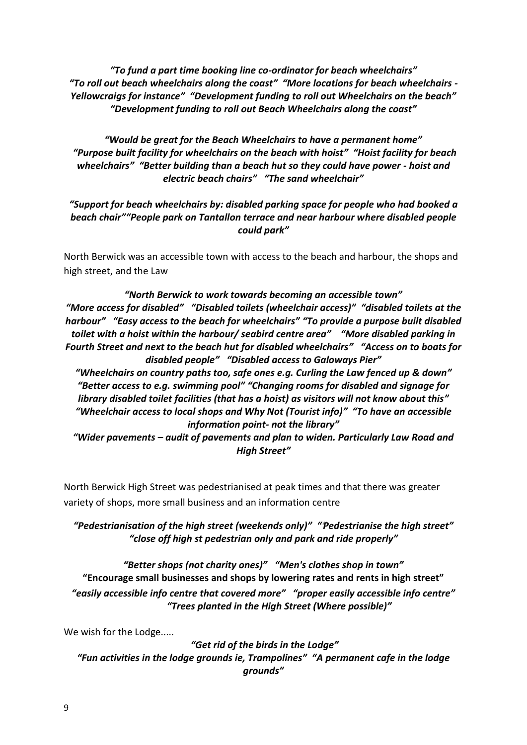*"To fund a part time booking line co-ordinator for beach wheelchairs"*
*"To roll out beach wheelchairs along the coast" "More locations for beach wheelchairs - Yellowcraigs for instance" "Development funding to roll out Wheelchairs on the beach"*
*"Development funding to roll out Beach Wheelchairs along the coast"*

*"Would be great for the Beach Wheelchairs to have a permanent home"*
*"Purpose built facility for wheelchairs on the beach with hoist" "Hoist facility for beach wheelchairs" "Better building than a beach hut so they could have power - hoist and electric beach chairs" "The sand wheelchair"*

*"Support for beach wheelchairs by: disabled parking space for people who had booked a beach chair""People park on Tantallon terrace and near harbour where disabled people could park"*

North Berwick was an accessible town with access to the beach and harbour, the shops and high street, and the Law

*"North Berwick to work towards becoming an accessible town"*
*"More access for disabled" "Disabled toilets (wheelchair access)" "disabled toilets at the harbour" "Easy access to the beach for wheelchairs" "To provide a purpose built disabled toilet with a hoist within the harbour/ seabird centre area" "More disabled parking in Fourth Street and next to the beach hut for disabled wheelchairs" "Access on to boats for disabled people" "Disabled access to Galoways Pier"*
*"Wheelchairs on country paths too, safe ones e.g. Curling the Law fenced up & down"*
*"Better access to e.g. swimming pool" "Changing rooms for disabled and signage for library disabled toilet facilities (that has a hoist) as visitors will not know about this"*
*"Wheelchair access to local shops and Why Not (Tourist info)" "To have an accessible information point- not the library"*
*"Wider pavements – audit of pavements and plan to widen. Particularly Law Road and High Street"*

North Berwick High Street was pedestrianised at peak times and that there was greater variety of shops, more small business and an information centre

*"Pedestrianisation of the high street (weekends only)" "Pedestrianise the high street"*
*"close off high st pedestrian only and park and ride properly"*

*"Better shops (not charity ones)" "Men's clothes shop in town"*
**"Encourage small businesses and shops by lowering rates and rents in high street"**
*"easily accessible info centre that covered more" "proper easily accessible info centre"*
*"Trees planted in the High Street (Where possible)"*

We wish for the Lodge.....

*"Get rid of the birds in the Lodge"*
*"Fun activities in the lodge grounds ie, Trampolines" "A permanent cafe in the lodge grounds"*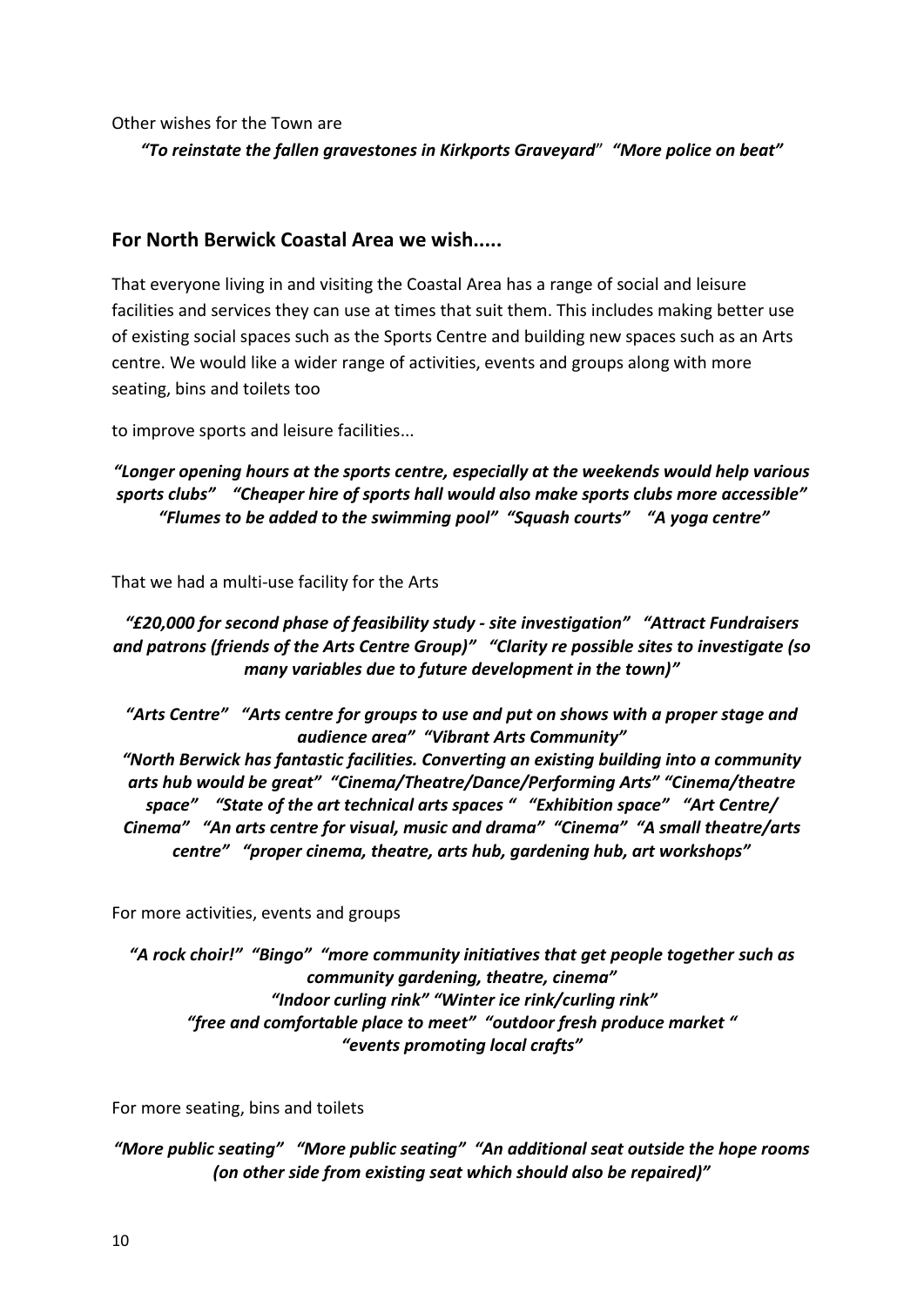Other wishes for the Town are

***"To reinstate the fallen gravestones in Kirkports Graveyard" "More police on beat"***

## For North Berwick Coastal Area we wish.....

That everyone living in and visiting the Coastal Area has a range of social and leisure facilities and services they can use at times that suit them. This includes making better use of existing social spaces such as the Sports Centre and building new spaces such as an Arts centre. We would like a wider range of activities, events and groups along with more seating, bins and toilets too

to improve sports and leisure facilities...

***"Longer opening hours at the sports centre, especially at the weekends would help various sports clubs" "Cheaper hire of sports hall would also make sports clubs more accessible" "Flumes to be added to the swimming pool" "Squash courts" "A yoga centre"***

That we had a multi-use facility for the Arts

***"£20,000 for second phase of feasibility study - site investigation" "Attract Fundraisers and patrons (friends of the Arts Centre Group)" "Clarity re possible sites to investigate (so many variables due to future development in the town)"***

***"Arts Centre" "Arts centre for groups to use and put on shows with a proper stage and audience area" "Vibrant Arts Community"***
***"North Berwick has fantastic facilities. Converting an existing building into a community arts hub would be great" "Cinema/Theatre/Dance/Performing Arts" "Cinema/theatre space" "State of the art technical arts spaces " "Exhibition space" "Art Centre/ Cinema" "An arts centre for visual, music and drama" "Cinema" "A small theatre/arts centre" "proper cinema, theatre, arts hub, gardening hub, art workshops"***

For more activities, events and groups

***"A rock choir!" "Bingo" "more community initiatives that get people together such as community gardening, theatre, cinema"***
***"Indoor curling rink" "Winter ice rink/curling rink"***
***"free and comfortable place to meet" "outdoor fresh produce market "***
***"events promoting local crafts"***

For more seating, bins and toilets

***"More public seating" "More public seating" "An additional seat outside the hope rooms (on other side from existing seat which should also be repaired)"***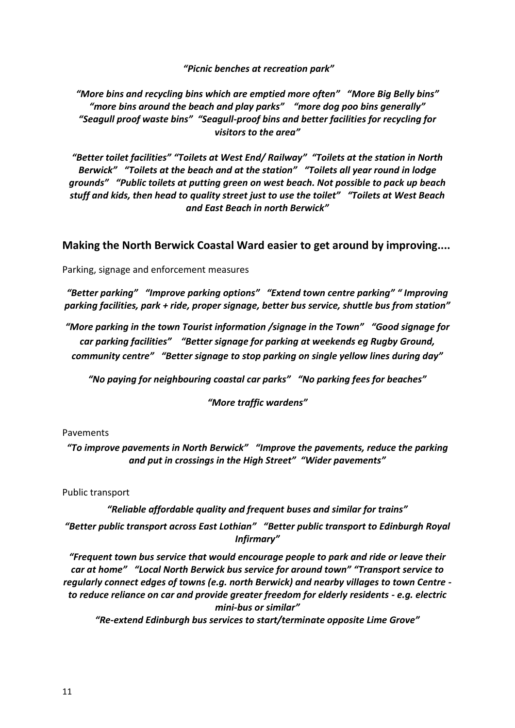***"Picnic benches at recreation park"***

***"More bins and recycling bins which are emptied more often" "More Big Belly bins" "more bins around the beach and play parks" "more dog poo bins generally" "Seagull proof waste bins" "Seagull-proof bins and better facilities for recycling for visitors to the area"***

***"Better toilet facilities" "Toilets at West End/ Railway" "Toilets at the station in North Berwick" "Toilets at the beach and at the station" "Toilets all year round in lodge grounds" "Public toilets at putting green on west beach. Not possible to pack up beach stuff and kids, then head to quality street just to use the toilet" "Toilets at West Beach and East Beach in north Berwick"***

## Making the North Berwick Coastal Ward easier to get around by improving....

Parking, signage and enforcement measures

***"Better parking" "Improve parking options" "Extend town centre parking" " Improving parking facilities, park + ride, proper signage, better bus service, shuttle bus from station"***

***"More parking in the town Tourist information /signage in the Town" "Good signage for car parking facilities" "Better signage for parking at weekends eg Rugby Ground, community centre" "Better signage to stop parking on single yellow lines during day"***

***"No paying for neighbouring coastal car parks" "No parking fees for beaches"***

***"More traffic wardens"***

Pavements

***"To improve pavements in North Berwick" "Improve the pavements, reduce the parking and put in crossings in the High Street" "Wider pavements"***

Public transport

***"Reliable affordable quality and frequent buses and similar for trains"***

***"Better public transport across East Lothian" "Better public transport to Edinburgh Royal Infirmary"***

***"Frequent town bus service that would encourage people to park and ride or leave their car at home" "Local North Berwick bus service for around town" "Transport service to regularly connect edges of towns (e.g. north Berwick) and nearby villages to town Centre - to reduce reliance on car and provide greater freedom for elderly residents - e.g. electric mini-bus or similar"***

***"Re-extend Edinburgh bus services to start/terminate opposite Lime Grove"***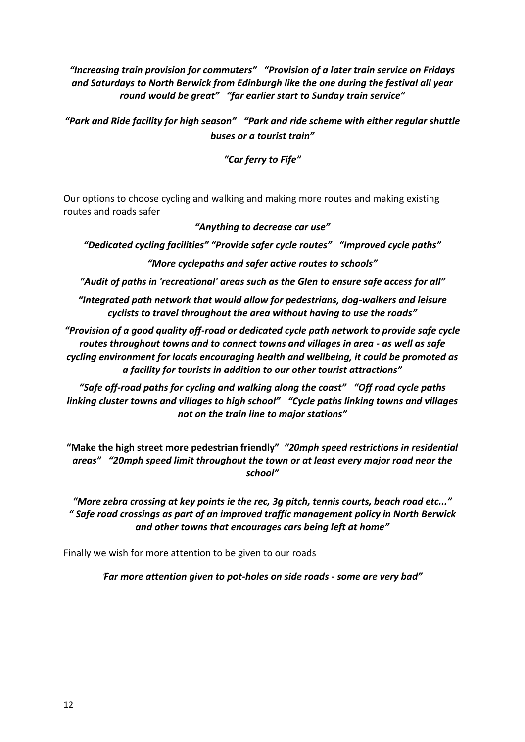*"Increasing train provision for commuters"   "Provision of a later train service on Fridays and Saturdays to North Berwick from Edinburgh like the one during the festival all year round would be great"   "far earlier start to Sunday train service"*

*"Park and Ride facility for high season"   "Park and ride scheme with either regular shuttle buses or a tourist train"*

*"Car ferry to Fife"*

Our options to choose cycling and walking and making more routes and making existing routes and roads safer

*"Anything to decrease car use"*

*"Dedicated cycling facilities" "Provide safer cycle routes"   "Improved cycle paths"*

*"More cyclepaths and safer active routes to schools"*

*"Audit of paths in 'recreational' areas such as the Glen to ensure safe access for all"*

*"Integrated path network that would allow for pedestrians, dog-walkers and leisure cyclists to travel throughout the area without having to use the roads"*

*"Provision of a good quality off-road or dedicated cycle path network to provide safe cycle routes throughout towns and to connect towns and villages in area - as well as safe cycling environment for locals encouraging health and wellbeing, it could be promoted as a facility for tourists in addition to our other tourist attractions"*

*"Safe off-road paths for cycling and walking along the coast"   "Off road cycle paths linking cluster towns and villages to high school"   "Cycle paths linking towns and villages not on the train line to major stations"*

**"Make the high street more pedestrian friendly"** *"20mph speed restrictions in residential areas"   "20mph speed limit throughout the town or at least every major road near the school"*

*"More zebra crossing at key points ie the rec, 3g pitch, tennis courts, beach road etc..." " Safe road crossings as part of an improved traffic management policy in North Berwick and other towns that encourages cars being left at home"*

Finally we wish for more attention to be given to our roads

*"Far more attention given to pot-holes on side roads - some are very bad"*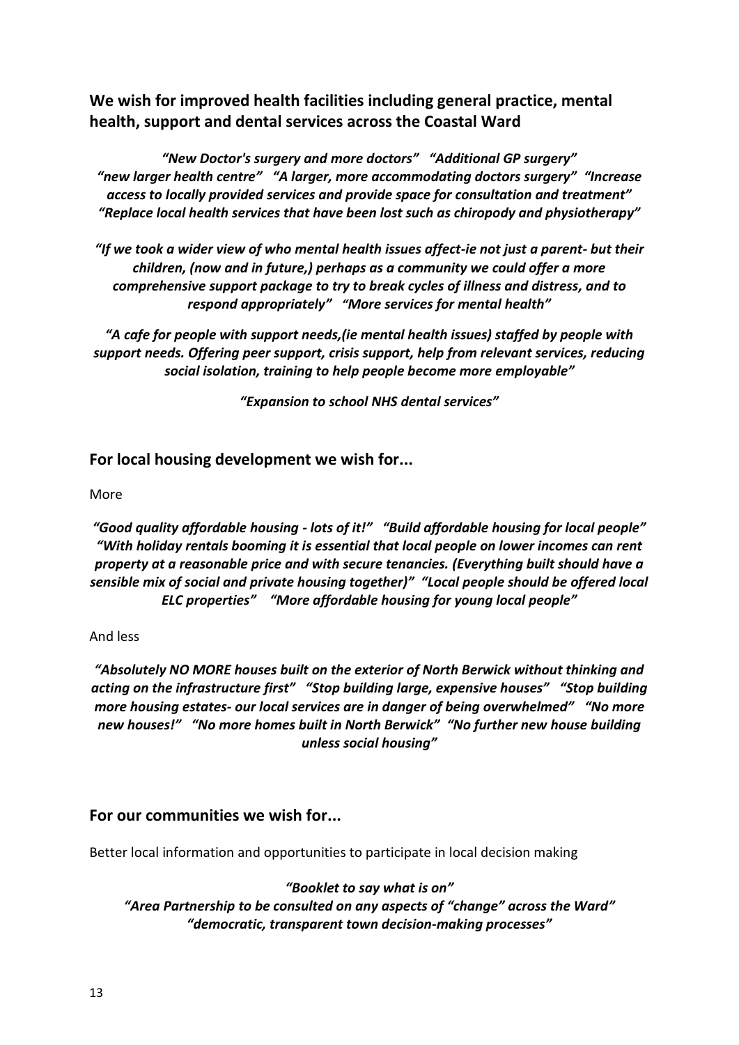## We wish for improved health facilities including general practice, mental health, support and dental services across the Coastal Ward

*"New Doctor's surgery and more doctors" "Additional GP surgery" "new larger health centre" "A larger, more accommodating doctors surgery" "Increase access to locally provided services and provide space for consultation and treatment" "Replace local health services that have been lost such as chiropody and physiotherapy"*

*"If we took a wider view of who mental health issues affect-ie not just a parent- but their children, (now and in future,) perhaps as a community we could offer a more comprehensive support package to try to break cycles of illness and distress, and to respond appropriately" "More services for mental health"*

*"A cafe for people with support needs,(ie mental health issues) staffed by people with support needs. Offering peer support, crisis support, help from relevant services, reducing social isolation, training to help people become more employable"*

*"Expansion to school NHS dental services"*

## For local housing development we wish for...

More

*"Good quality affordable housing - lots of it!" "Build affordable housing for local people" "With holiday rentals booming it is essential that local people on lower incomes can rent property at a reasonable price and with secure tenancies. (Everything built should have a sensible mix of social and private housing together)" "Local people should be offered local ELC properties" "More affordable housing for young local people"*

And less

*"Absolutely NO MORE houses built on the exterior of North Berwick without thinking and acting on the infrastructure first" "Stop building large, expensive houses" "Stop building more housing estates- our local services are in danger of being overwhelmed" "No more new houses!" "No more homes built in North Berwick" "No further new house building unless social housing"*

## For our communities we wish for...

Better local information and opportunities to participate in local decision making

*"Booklet to say what is on"*
*"Area Partnership to be consulted on any aspects of "change" across the Ward"*
*"democratic, transparent town decision-making processes"*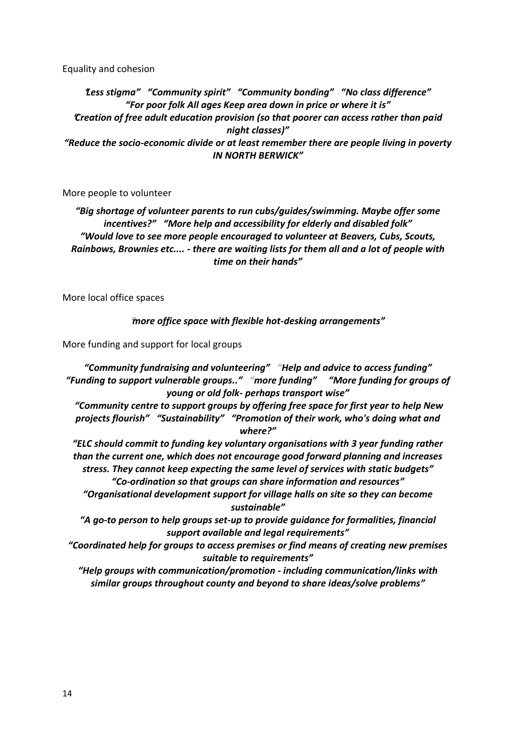Equality and cohesion

***"Less stigma"   "Community spirit"   "Community bonding"   "No class difference"***
***"For poor folk All ages Keep area down in price or where it is"***
***"Creation of free adult education provision (so that poorer can access rather than paid night classes)"***
***"Reduce the socio-economic divide or at least remember there are people living in poverty IN NORTH BERWICK"***

More people to volunteer

***"Big shortage of volunteer parents to run cubs/guides/swimming. Maybe offer some incentives?"   "More help and accessibility for elderly and disabled folk"***
***"Would love to see more people encouraged to volunteer at Beavers, Cubs, Scouts, Rainbows, Brownies etc.... - there are waiting lists for them all and a lot of people with time on their hands"***

More local office spaces

***"more office space with flexible hot-desking arrangements"***

More funding and support for local groups

***"Community fundraising and volunteering"   "Help and advice to access funding"***
***"Funding to support vulnerable groups.."   "more funding"   "More funding for groups of young or old folk- perhaps transport wise"***
***"Community centre to support groups by offering free space for first year to help New projects flourish"   "Sustainability"   "Promotion of their work, who's doing what and where?"***
***"ELC should commit to funding key voluntary organisations with 3 year funding rather than the current one, which does not encourage good forward planning and increases stress. They cannot keep expecting the same level of services with static budgets"***
***"Co-ordination so that groups can share information and resources"***
***"Organisational development support for village halls on site so they can become sustainable"***
***"A go-to person to help groups set-up to provide guidance for formalities, financial support available and legal requirements"***
***"Coordinated help for groups to access premises or find means of creating new premises suitable to requirements"***
***"Help groups with communication/promotion - including communication/links with similar groups throughout county and beyond to share ideas/solve problems"***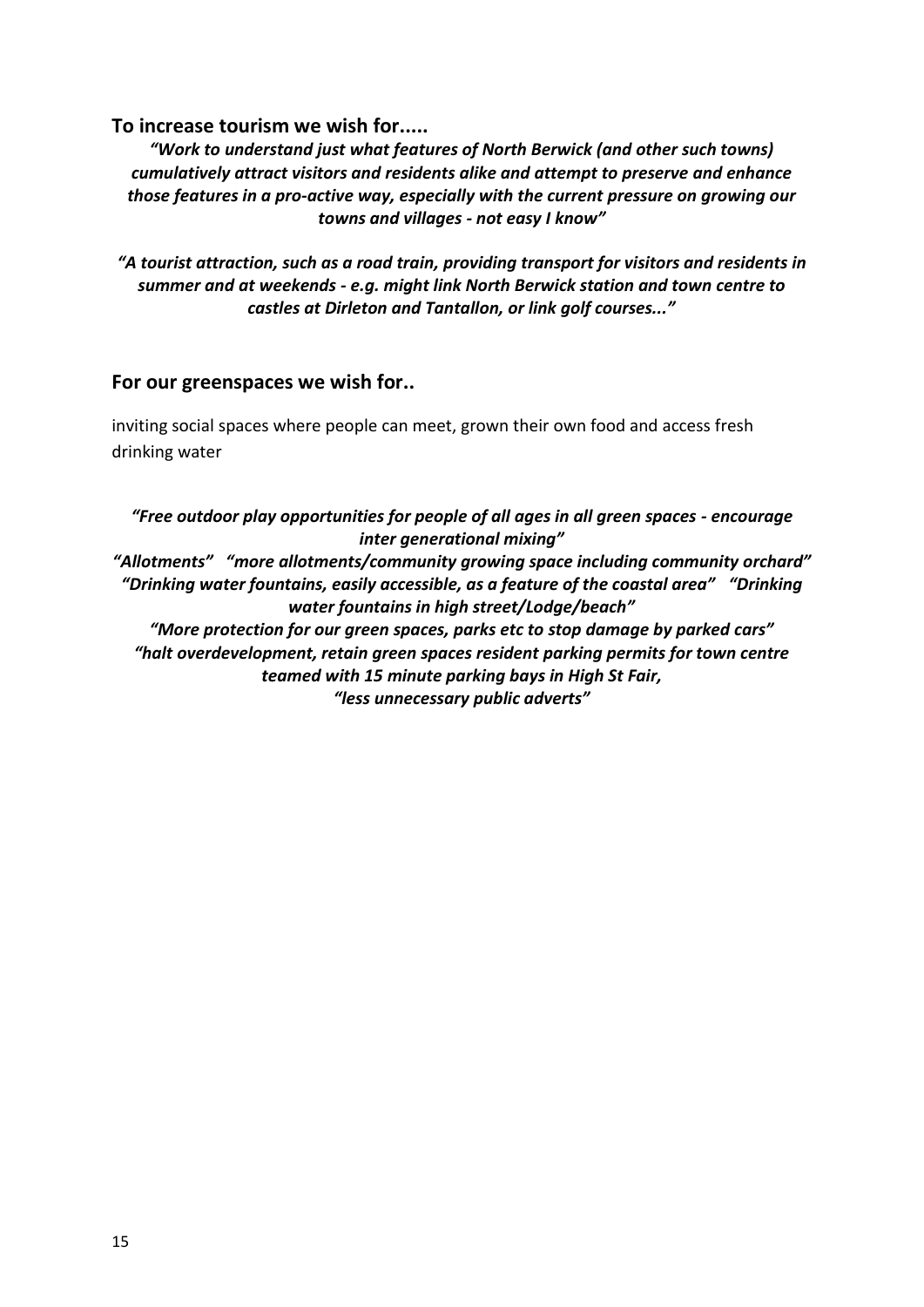## To increase tourism we wish for.....

*"Work to understand just what features of North Berwick (and other such towns) cumulatively attract visitors and residents alike and attempt to preserve and enhance those features in a pro-active way, especially with the current pressure on growing our towns and villages - not easy I know"*

*"A tourist attraction, such as a road train, providing transport for visitors and residents in summer and at weekends - e.g. might link North Berwick station and town centre to castles at Dirleton and Tantallon, or link golf courses..."*

## For our greenspaces we wish for..

inviting social spaces where people can meet, grown their own food and access fresh drinking water

*"Free outdoor play opportunities for people of all ages in all green spaces - encourage inter generational mixing"*
*"Allotments" "more allotments/community growing space including community orchard"*
*"Drinking water fountains, easily accessible, as a feature of the coastal area" "Drinking water fountains in high street/Lodge/beach"*
*"More protection for our green spaces, parks etc to stop damage by parked cars"*
*"halt overdevelopment, retain green spaces resident parking permits for town centre teamed with 15 minute parking bays in High St Fair,*
*"less unnecessary public adverts"*